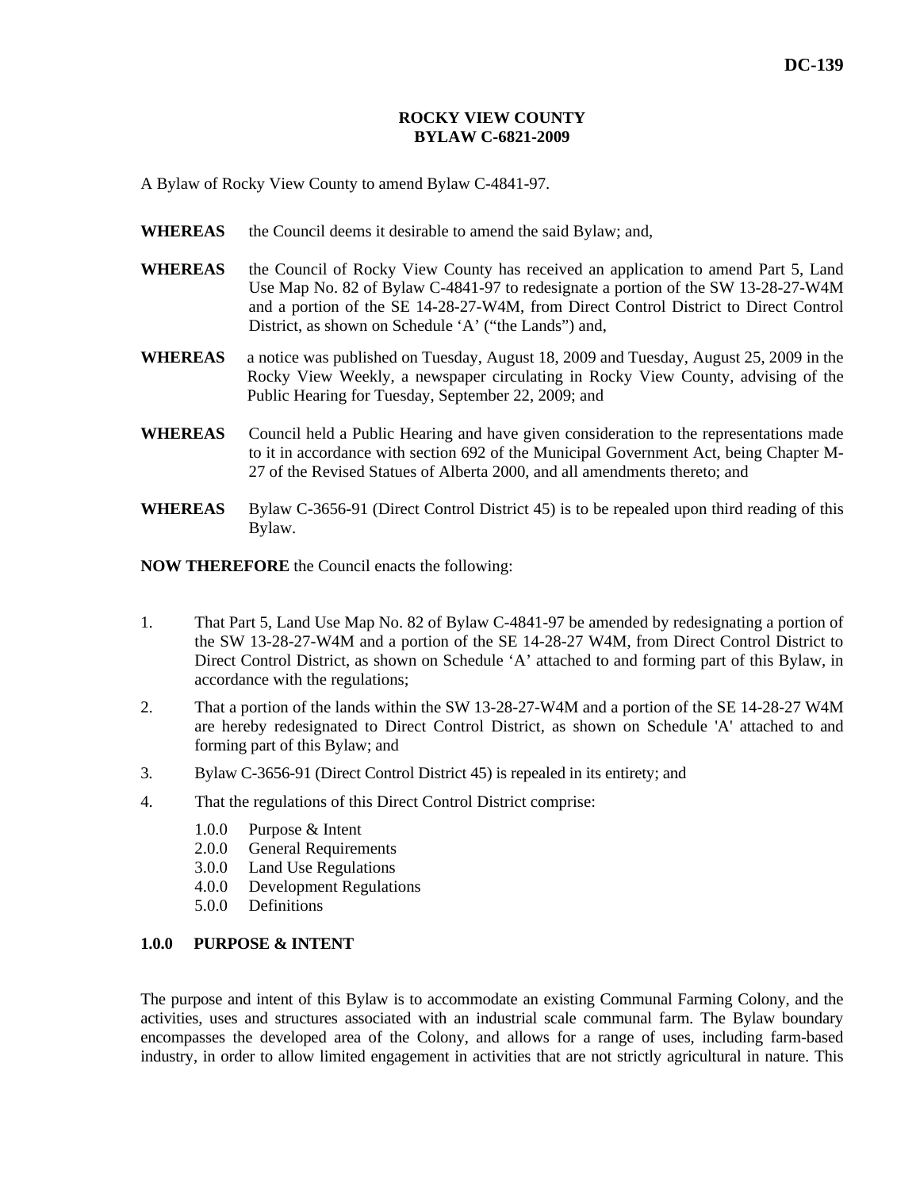**DC-139**

**ROCKY VIEW COUNTY**
**BYLAW C-6821-2009**

A Bylaw of Rocky View County to amend Bylaw C-4841-97.

**WHEREAS** the Council deems it desirable to amend the said Bylaw; and,

**WHEREAS** the Council of Rocky View County has received an application to amend Part 5, Land Use Map No. 82 of Bylaw C-4841-97 to redesignate a portion of the SW 13-28-27-W4M and a portion of the SE 14-28-27-W4M, from Direct Control District to Direct Control District, as shown on Schedule 'A' ("the Lands") and,

**WHEREAS** a notice was published on Tuesday, August 18, 2009 and Tuesday, August 25, 2009 in the Rocky View Weekly, a newspaper circulating in Rocky View County, advising of the Public Hearing for Tuesday, September 22, 2009; and

**WHEREAS** Council held a Public Hearing and have given consideration to the representations made to it in accordance with section 692 of the Municipal Government Act, being Chapter M-27 of the Revised Statues of Alberta 2000, and all amendments thereto; and

**WHEREAS** Bylaw C-3656-91 (Direct Control District 45) is to be repealed upon third reading of this Bylaw.

**NOW THEREFORE** the Council enacts the following:

1. That Part 5, Land Use Map No. 82 of Bylaw C-4841-97 be amended by redesignating a portion of the SW 13-28-27-W4M and a portion of the SE 14-28-27 W4M, from Direct Control District to Direct Control District, as shown on Schedule 'A' attached to and forming part of this Bylaw, in accordance with the regulations;
2. That a portion of the lands within the SW 13-28-27-W4M and a portion of the SE 14-28-27 W4M are hereby redesignated to Direct Control District, as shown on Schedule 'A' attached to and forming part of this Bylaw; and
3. Bylaw C-3656-91 (Direct Control District 45) is repealed in its entirety; and
4. That the regulations of this Direct Control District comprise:
   - 1.0.0 Purpose & Intent
   - 2.0.0 General Requirements
   - 3.0.0 Land Use Regulations
   - 4.0.0 Development Regulations
   - 5.0.0 Definitions

## 1.0.0 PURPOSE & INTENT

The purpose and intent of this Bylaw is to accommodate an existing Communal Farming Colony, and the activities, uses and structures associated with an industrial scale communal farm. The Bylaw boundary encompasses the developed area of the Colony, and allows for a range of uses, including farm-based industry, in order to allow limited engagement in activities that are not strictly agricultural in nature. This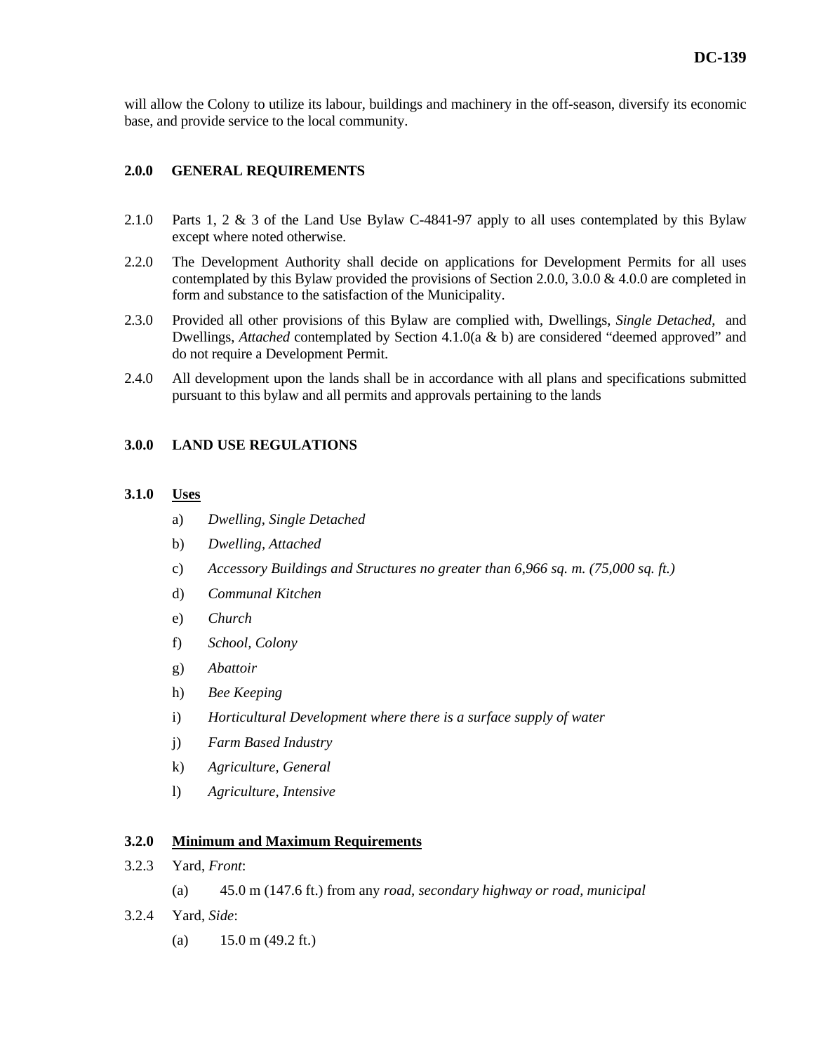will allow the Colony to utilize its labour, buildings and machinery in the off-season, diversify its economic base, and provide service to the local community.

## 2.0.0 GENERAL REQUIREMENTS

2.1.0 Parts 1, 2 & 3 of the Land Use Bylaw C-4841-97 apply to all uses contemplated by this Bylaw except where noted otherwise.

2.2.0 The Development Authority shall decide on applications for Development Permits for all uses contemplated by this Bylaw provided the provisions of Section 2.0.0, 3.0.0 & 4.0.0 are completed in form and substance to the satisfaction of the Municipality.

2.3.0 Provided all other provisions of this Bylaw are complied with, Dwellings, *Single Detached*, and Dwellings, *Attached* contemplated by Section 4.1.0(a & b) are considered "deemed approved" and do not require a Development Permit.

2.4.0 All development upon the lands shall be in accordance with all plans and specifications submitted pursuant to this bylaw and all permits and approvals pertaining to the lands

## 3.0.0 LAND USE REGULATIONS

### 3.1.0 <u>Uses</u>

a) *Dwelling, Single Detached*

b) *Dwelling, Attached*

c) *Accessory Buildings and Structures no greater than 6,966 sq. m. (75,000 sq. ft.)*

d) *Communal Kitchen*

e) *Church*

f) *School, Colony*

g) *Abattoir*

h) *Bee Keeping*

i) *Horticultural Development where there is a surface supply of water*

j) *Farm Based Industry*

k) *Agriculture, General*

l) *Agriculture, Intensive*

### 3.2.0 <u>Minimum and Maximum Requirements</u>

3.2.3 Yard, *Front*:

(a) 45.0 m (147.6 ft.) from any *road, secondary highway or road, municipal*

3.2.4 Yard, *Side*:

(a) 15.0 m (49.2 ft.)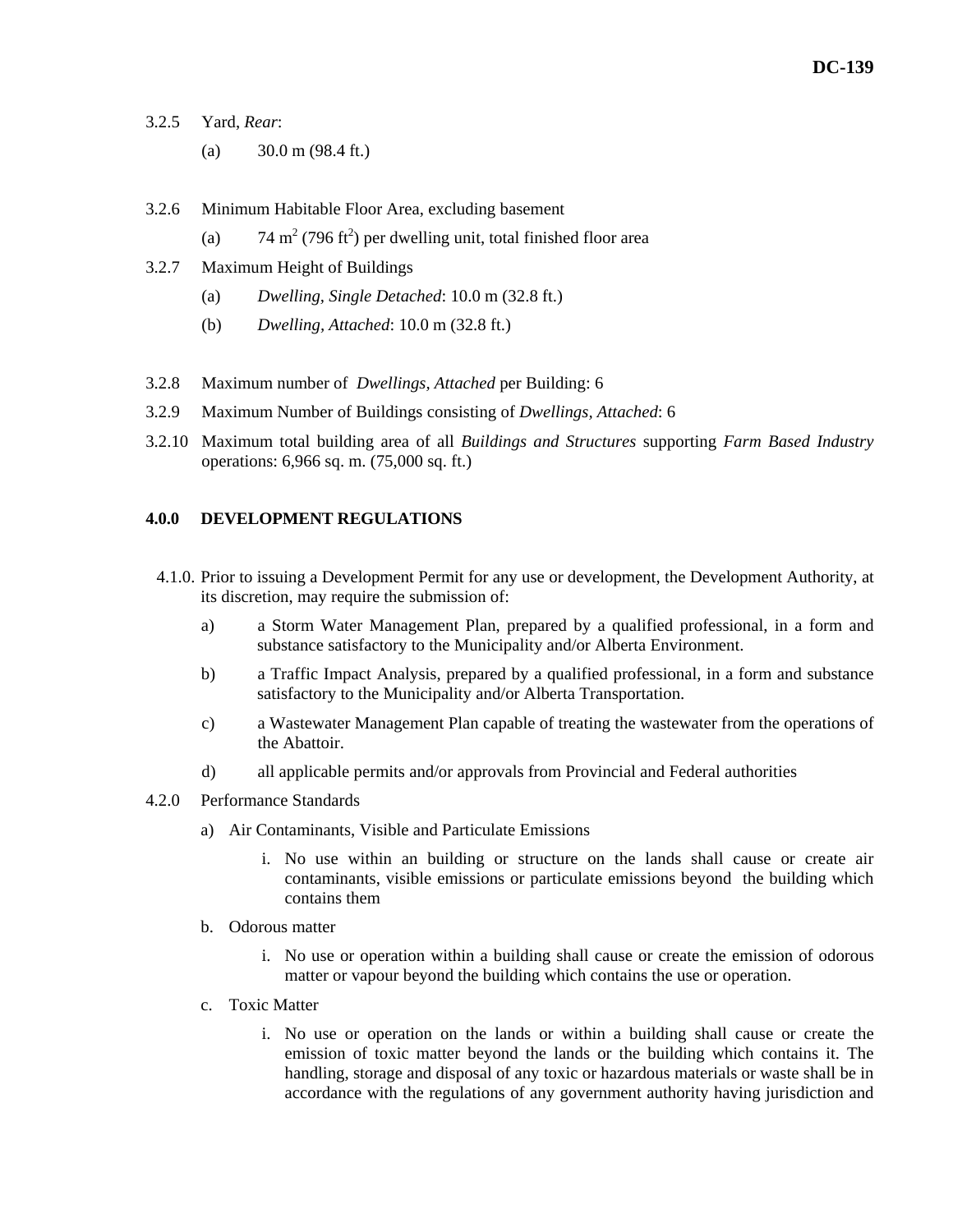3.2.5 Yard, *Rear*:

(a) 30.0 m (98.4 ft.)

3.2.6 Minimum Habitable Floor Area, excluding basement

(a) 74 $m^2$ (796 $ft^2$) per dwelling unit, total finished floor area

3.2.7 Maximum Height of Buildings

(a) *Dwelling, Single Detached*: 10.0 m (32.8 ft.)

(b) *Dwelling, Attached*: 10.0 m (32.8 ft.)

3.2.8 Maximum number of *Dwellings, Attached* per Building: 6

3.2.9 Maximum Number of Buildings consisting of *Dwellings, Attached*: 6

3.2.10 Maximum total building area of all *Buildings and Structures* supporting *Farm Based Industry* operations: 6,966 sq. m. (75,000 sq. ft.)

## 4.0.0 DEVELOPMENT REGULATIONS

4.1.0. Prior to issuing a Development Permit for any use or development, the Development Authority, at its discretion, may require the submission of:

a) a Storm Water Management Plan, prepared by a qualified professional, in a form and substance satisfactory to the Municipality and/or Alberta Environment.

b) a Traffic Impact Analysis, prepared by a qualified professional, in a form and substance satisfactory to the Municipality and/or Alberta Transportation.

c) a Wastewater Management Plan capable of treating the wastewater from the operations of the Abattoir.

d) all applicable permits and/or approvals from Provincial and Federal authorities

4.2.0 Performance Standards

a) Air Contaminants, Visible and Particulate Emissions

i. No use within an building or structure on the lands shall cause or create air contaminants, visible emissions or particulate emissions beyond the building which contains them

b. Odorous matter

i. No use or operation within a building shall cause or create the emission of odorous matter or vapour beyond the building which contains the use or operation.

c. Toxic Matter

i. No use or operation on the lands or within a building shall cause or create the emission of toxic matter beyond the lands or the building which contains it. The handling, storage and disposal of any toxic or hazardous materials or waste shall be in accordance with the regulations of any government authority having jurisdiction and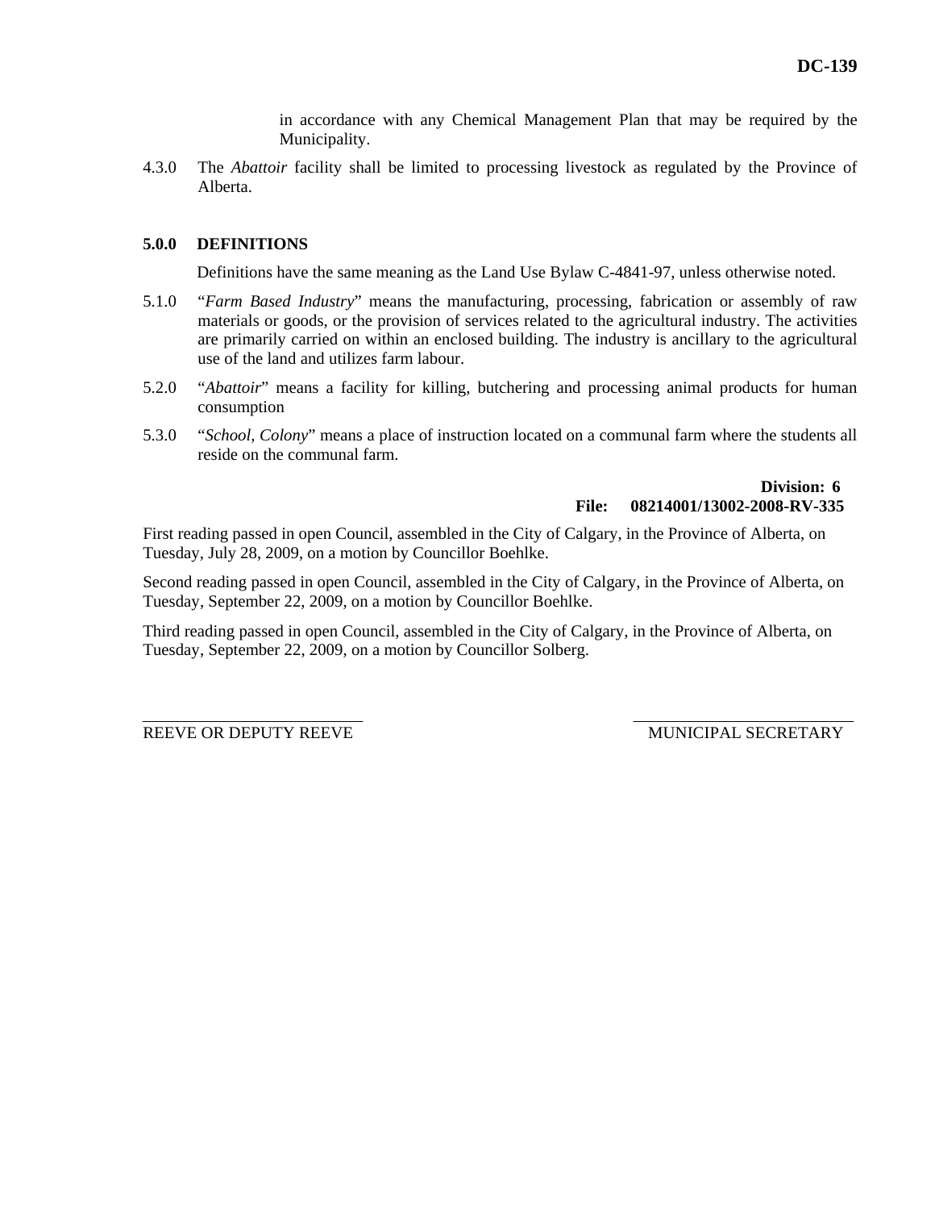in accordance with any Chemical Management Plan that may be required by the Municipality.

4.3.0 The *Abattoir* facility shall be limited to processing livestock as regulated by the Province of Alberta.

## 5.0.0 DEFINITIONS

Definitions have the same meaning as the Land Use Bylaw C-4841-97, unless otherwise noted.

5.1.0 "*Farm Based Industry*" means the manufacturing, processing, fabrication or assembly of raw materials or goods, or the provision of services related to the agricultural industry. The activities are primarily carried on within an enclosed building. The industry is ancillary to the agricultural use of the land and utilizes farm labour.

5.2.0 "*Abattoir*" means a facility for killing, butchering and processing animal products for human consumption

5.3.0 "*School, Colony*" means a place of instruction located on a communal farm where the students all reside on the communal farm.

**Division: 6**
**File: 08214001/13002-2008-RV-335**

First reading passed in open Council, assembled in the City of Calgary, in the Province of Alberta, on Tuesday, July 28, 2009, on a motion by Councillor Boehlke.

Second reading passed in open Council, assembled in the City of Calgary, in the Province of Alberta, on Tuesday, September 22, 2009, on a motion by Councillor Boehlke.

Third reading passed in open Council, assembled in the City of Calgary, in the Province of Alberta, on Tuesday, September 22, 2009, on a motion by Councillor Solberg.

REEVE OR DEPUTY REEVE

MUNICIPAL SECRETARY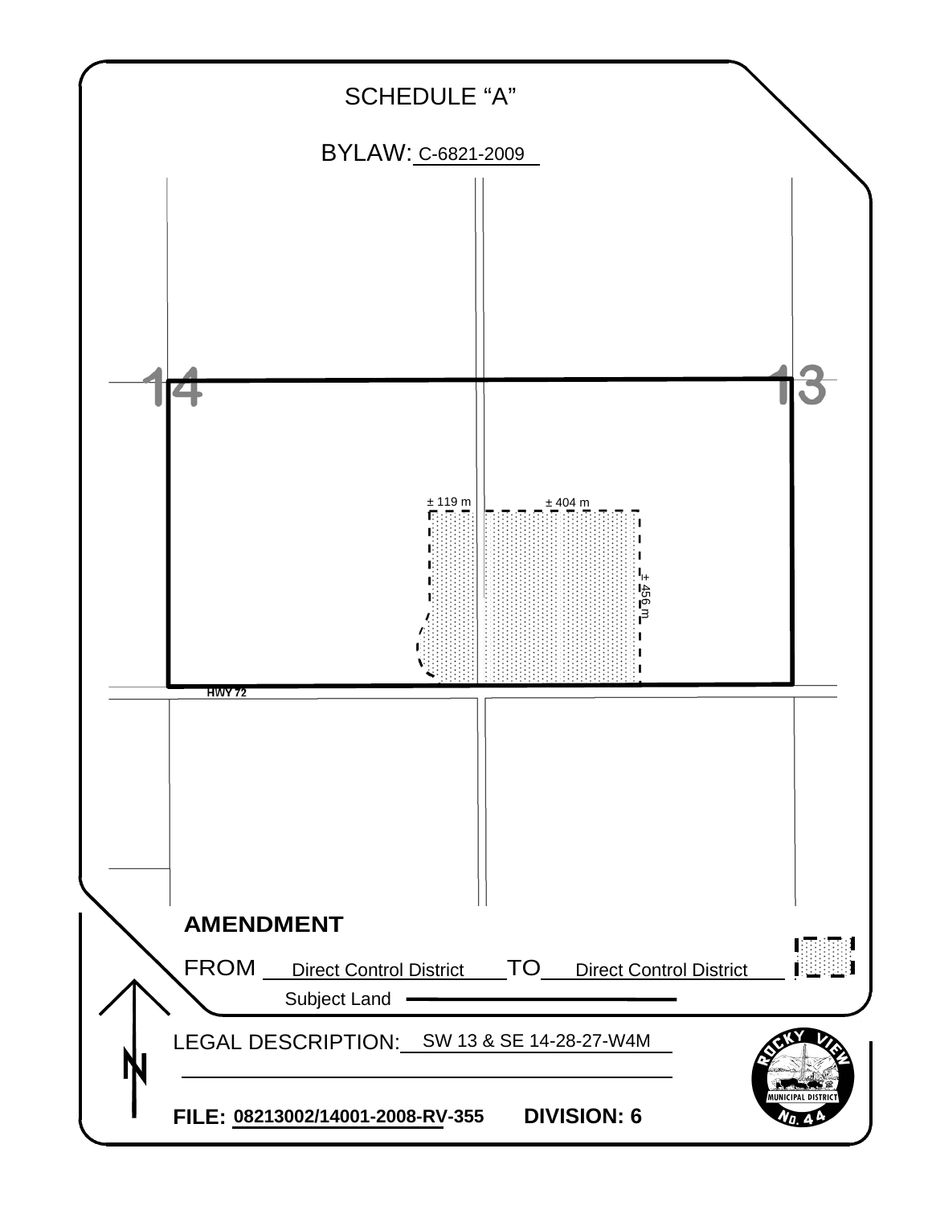SCHEDULE "A"

BYLAW: C-6821-2009

14

13

± 119 m

± 404 m

± 456 m

HWY 72

**AMENDMENT**

FROM Direct Control District TO Direct Control District

Subject Land

LEGAL DESCRIPTION: SW 13 & SE 14-28-27-W4M

**FILE: 08213002/14001-2008-RV-355** **DIVISION: 6**

ROCKY VIEW MUNICIPAL DISTRICT No. 44